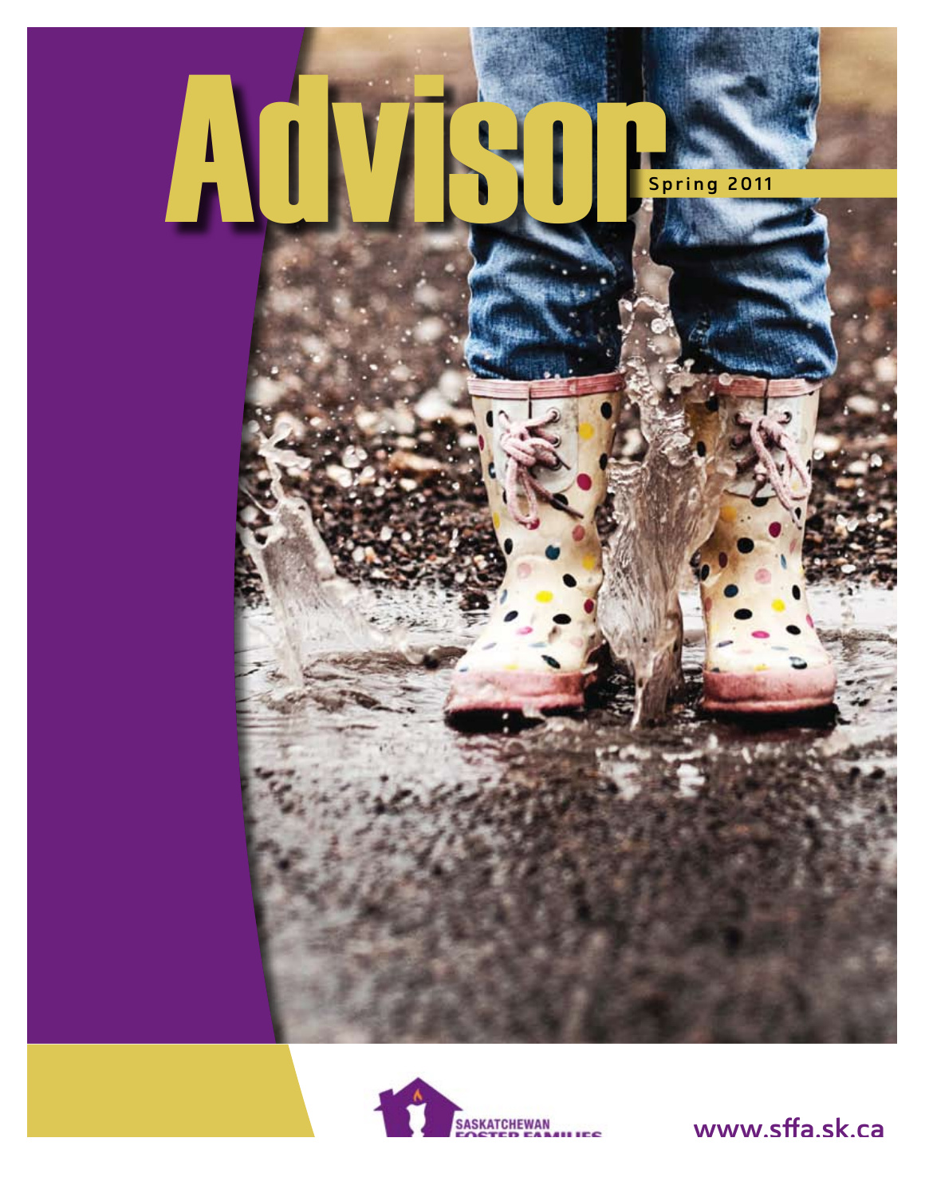# Advisor

Spring 2011

SASKATCHEWAN FOSTER FAMILIES

www.sffa.sk.ca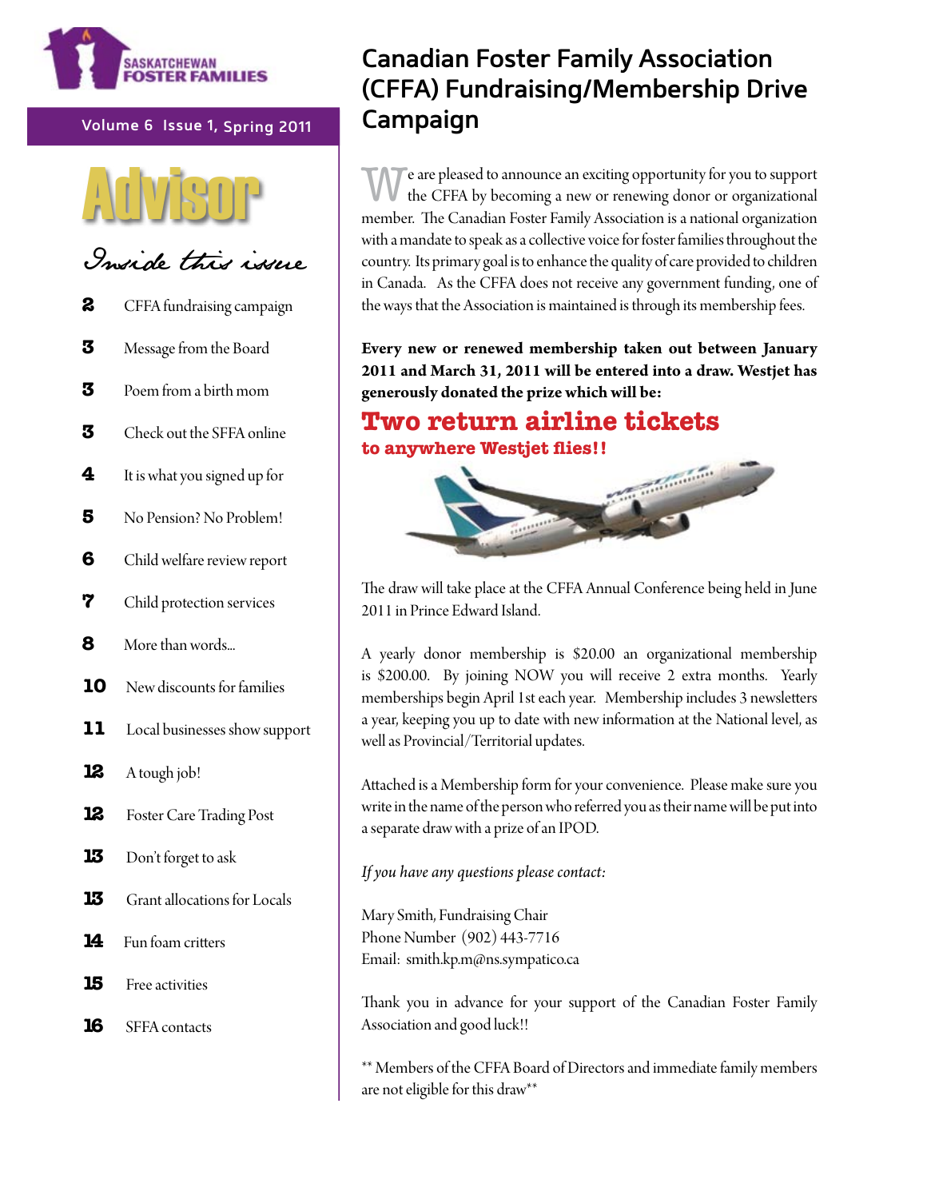SASKATCHEWAN FOSTER FAMILIES

Volume 6 Issue 1, Spring 2011

# Advisor

## Inside this issue

| | |
|---|---|
| 2 | CFFA fundraising campaign |
| 3 | Message from the Board |
| 3 | Poem from a birth mom |
| 3 | Check out the SFFA online |
| 4 | It is what you signed up for |
| 5 | No Pension? No Problem! |
| 6 | Child welfare review report |
| 7 | Child protection services |
| 8 | More than words... |
| 10 | New discounts for families |
| 11 | Local businesses show support |
| 12 | A tough job! |
| 12 | Foster Care Trading Post |
| 13 | Don't forget to ask |
| 13 | Grant allocations for Locals |
| 14 | Fun foam critters |
| 15 | Free activities |
| 16 | SFFA contacts |

# Canadian Foster Family Association (CFFA) Fundraising/Membership Drive Campaign

We are pleased to announce an exciting opportunity for you to support the CFFA by becoming a new or renewing donor or organizational member. The Canadian Foster Family Association is a national organization with a mandate to speak as a collective voice for foster families throughout the country. Its primary goal is to enhance the quality of care provided to children in Canada. As the CFFA does not receive any government funding, one of the ways that the Association is maintained is through its membership fees.

**Every new or renewed membership taken out between January 2011 and March 31, 2011 will be entered into a draw. Westjet has generously donated the prize which will be:**

## Two return airline tickets

**to anywhere Westjet flies!!**

The draw will take place at the CFFA Annual Conference being held in June 2011 in Prince Edward Island.

A yearly donor membership is $20.00 an organizational membership is $200.00. By joining NOW you will receive 2 extra months. Yearly memberships begin April 1st each year. Membership includes 3 newsletters a year, keeping you up to date with new information at the National level, as well as Provincial/Territorial updates.

Attached is a Membership form for your convenience. Please make sure you write in the name of the person who referred you as their name will be put into a separate draw with a prize of an IPOD.

*If you have any questions please contact:*

Mary Smith, Fundraising Chair
Phone Number (902) 443-7716
Email: smith.kp.m@ns.sympatico.ca

Thank you in advance for your support of the Canadian Foster Family Association and good luck!!

** Members of the CFFA Board of Directors and immediate family members are not eligible for this draw**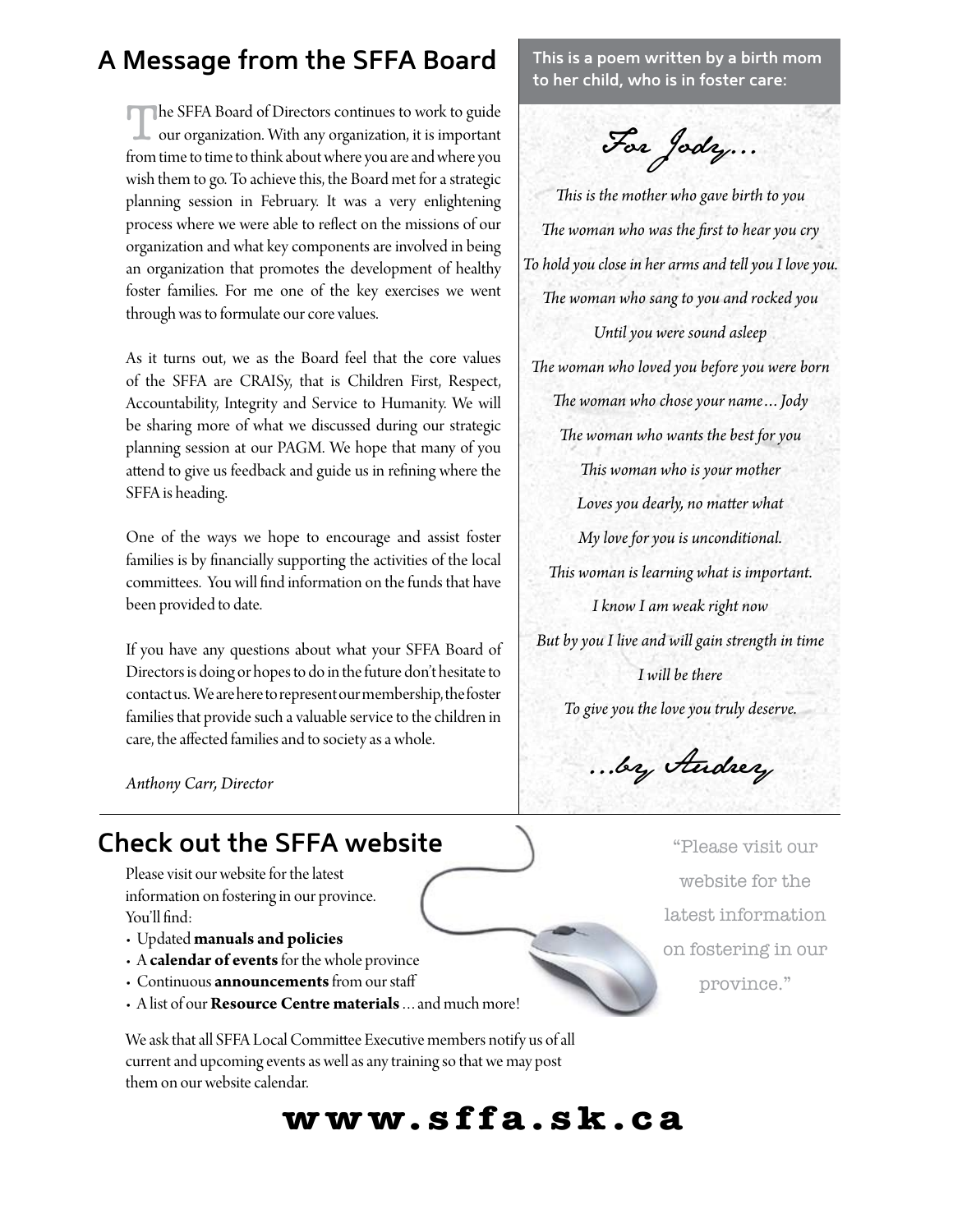## A Message from the SFFA Board

The SFFA Board of Directors continues to work to guide our organization. With any organization, it is important from time to time to think about where you are and where you wish them to go. To achieve this, the Board met for a strategic planning session in February. It was a very enlightening process where we were able to reflect on the missions of our organization and what key components are involved in being an organization that promotes the development of healthy foster families. For me one of the key exercises we went through was to formulate our core values.

As it turns out, we as the Board feel that the core values of the SFFA are CRAISy, that is Children First, Respect, Accountability, Integrity and Service to Humanity. We will be sharing more of what we discussed during our strategic planning session at our PAGM. We hope that many of you attend to give us feedback and guide us in refining where the SFFA is heading.

One of the ways we hope to encourage and assist foster families is by financially supporting the activities of the local committees. You will find information on the funds that have been provided to date.

If you have any questions about what your SFFA Board of Directors is doing or hopes to do in the future don't hesitate to contact us. We are here to represent our membership, the foster families that provide such a valuable service to the children in care, the affected families and to society as a whole.

*Anthony Carr, Director*

**This is a poem written by a birth mom to her child, who is in foster care:**

### *For Jody...*

*This is the mother who gave birth to you*
*The woman who was the first to hear you cry*
*To hold you close in her arms and tell you I love you.*
*The woman who sang to you and rocked you*
*Until you were sound asleep*
*The woman who loved you before you were born*
*The woman who chose your name... Jody*
*The woman who wants the best for you*
*This woman who is your mother*
*Loves you dearly, no matter what*
*My love for you is unconditional.*
*This woman is learning what is important.*
*I know I am weak right now*
*But by you I live and will gain strength in time*
*I will be there*
*To give you the love you truly deserve.*

*...by Audrey*

## Check out the SFFA website

Please visit our website for the latest information on fostering in our province. You'll find:

- Updated **manuals and policies**
- A **calendar of events** for the whole province
- Continuous **announcements** from our staff
- A list of our **Resource Centre materials** ... and much more!

We ask that all SFFA Local Committee Executive members notify us of all current and upcoming events as well as any training so that we may post them on our website calendar.

"Please visit our website for the latest information on fostering in our province."

**www.sffa.sk.ca**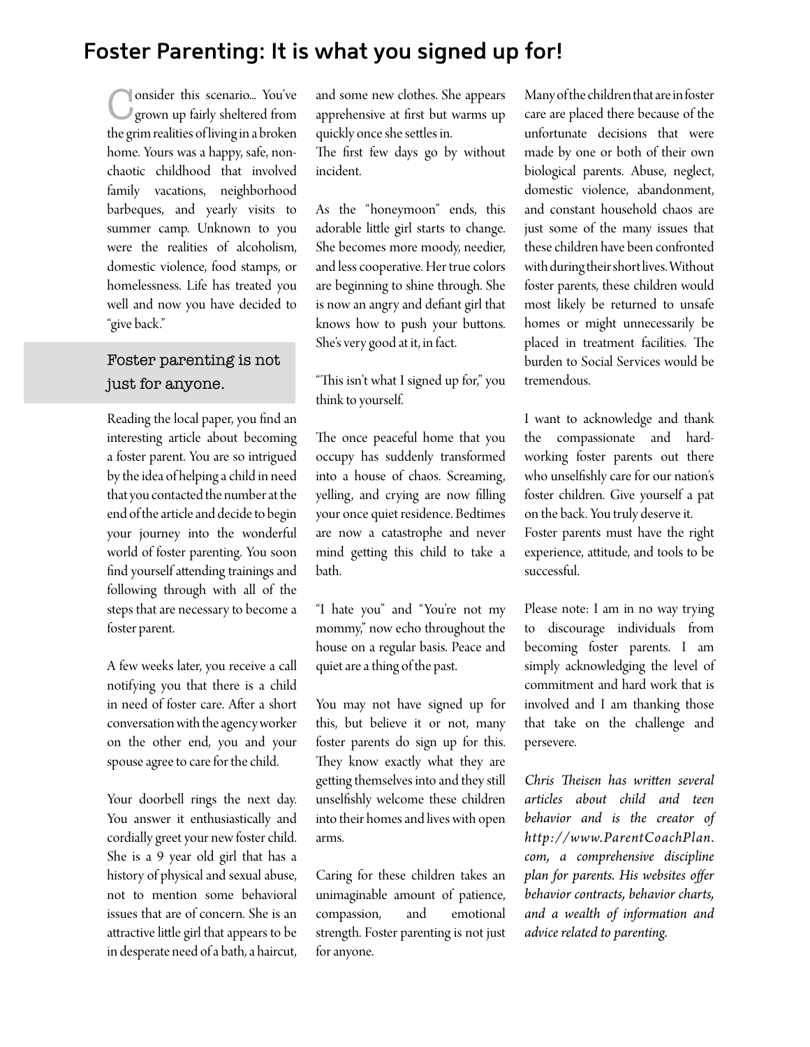## Foster Parenting: It is what you signed up for!

Consider this scenario... You've grown up fairly sheltered from the grim realities of living in a broken home. Yours was a happy, safe, non-chaotic childhood that involved family vacations, neighborhood barbeques, and yearly visits to summer camp. Unknown to you were the realities of alcoholism, domestic violence, food stamps, or homelessness. Life has treated you well and now you have decided to "give back."

> Foster parenting is not just for anyone.

Reading the local paper, you find an interesting article about becoming a foster parent. You are so intrigued by the idea of helping a child in need that you contacted the number at the end of the article and decide to begin your journey into the wonderful world of foster parenting. You soon find yourself attending trainings and following through with all of the steps that are necessary to become a foster parent.

A few weeks later, you receive a call notifying you that there is a child in need of foster care. After a short conversation with the agency worker on the other end, you and your spouse agree to care for the child.

Your doorbell rings the next day. You answer it enthusiastically and cordially greet your new foster child. She is a 9 year old girl that has a history of physical and sexual abuse, not to mention some behavioral issues that are of concern. She is an attractive little girl that appears to be in desperate need of a bath, a haircut, and some new clothes. She appears apprehensive at first but warms up quickly once she settles in.
The first few days go by without incident.

As the "honeymoon" ends, this adorable little girl starts to change. She becomes more moody, needier, and less cooperative. Her true colors are beginning to shine through. She is now an angry and defiant girl that knows how to push your buttons. She's very good at it, in fact.

"This isn't what I signed up for," you think to yourself.

The once peaceful home that you occupy has suddenly transformed into a house of chaos. Screaming, yelling, and crying are now filling your once quiet residence. Bedtimes are now a catastrophe and never mind getting this child to take a bath.

"I hate you" and "You're not my mommy," now echo throughout the house on a regular basis. Peace and quiet are a thing of the past.

You may not have signed up for this, but believe it or not, many foster parents do sign up for this. They know exactly what they are getting themselves into and they still unselfishly welcome these children into their homes and lives with open arms.

Caring for these children takes an unimaginable amount of patience, compassion, and emotional strength. Foster parenting is not just for anyone.

Many of the children that are in foster care are placed there because of the unfortunate decisions that were made by one or both of their own biological parents. Abuse, neglect, domestic violence, abandonment, and constant household chaos are just some of the many issues that these children have been confronted with during their short lives. Without foster parents, these children would most likely be returned to unsafe homes or might unnecessarily be placed in treatment facilities. The burden to Social Services would be tremendous.

I want to acknowledge and thank the compassionate and hard-working foster parents out there who unselfishly care for our nation's foster children. Give yourself a pat on the back. You truly deserve it.
Foster parents must have the right experience, attitude, and tools to be successful.

Please note: I am in no way trying to discourage individuals from becoming foster parents. I am simply acknowledging the level of commitment and hard work that is involved and I am thanking those that take on the challenge and persevere.

*Chris Theisen has written several articles about child and teen behavior and is the creator of http://www.ParentCoachPlan.com, a comprehensive discipline plan for parents. His websites offer behavior contracts, behavior charts, and a wealth of information and advice related to parenting.*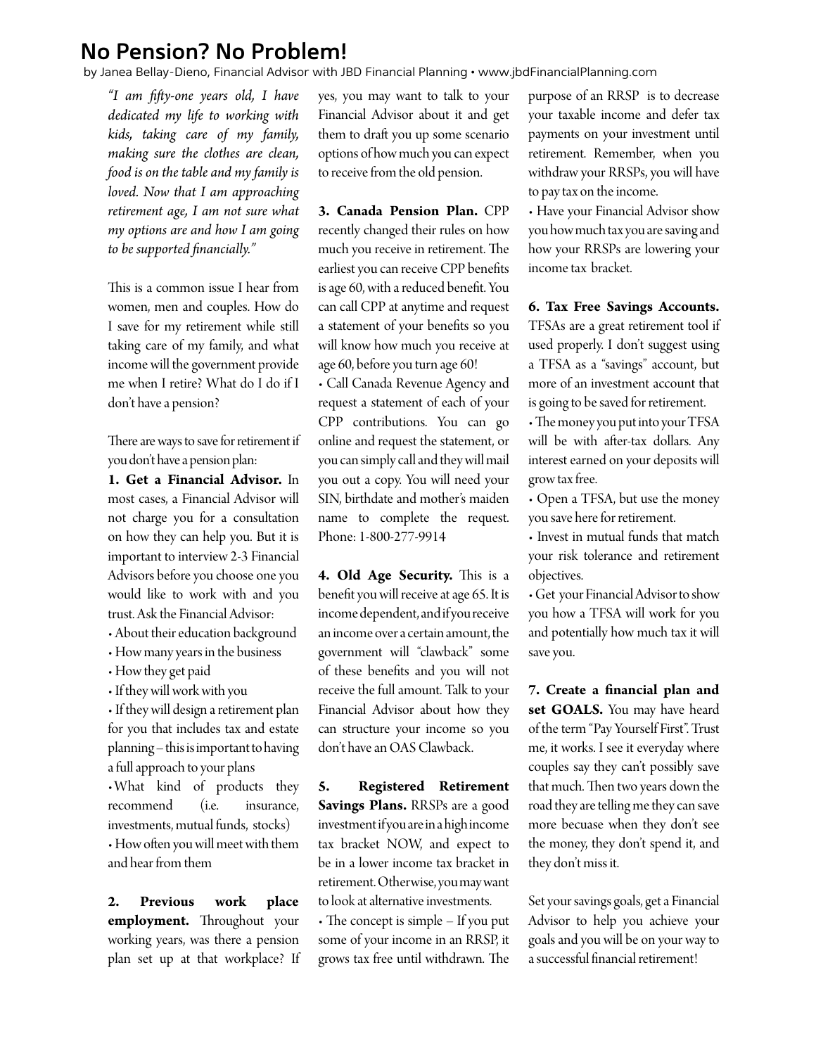# No Pension? No Problem!

by Janea Bellay-Dieno, Financial Advisor with JBD Financial Planning • www.jbdFinancialPlanning.com

*"I am fifty-one years old, I have dedicated my life to working with kids, taking care of my family, making sure the clothes are clean, food is on the table and my family is loved. Now that I am approaching retirement age, I am not sure what my options are and how I am going to be supported financially."*

This is a common issue I hear from women, men and couples. How do I save for my retirement while still taking care of my family, and what income will the government provide me when I retire? What do I do if I don't have a pension?

There are ways to save for retirement if you don't have a pension plan:

**1. Get a Financial Advisor.** In most cases, a Financial Advisor will not charge you for a consultation on how they can help you. But it is important to interview 2-3 Financial Advisors before you choose one you would like to work with and you trust. Ask the Financial Advisor:

- About their education background
- How many years in the business
- How they get paid
- If they will work with you
- If they will design a retirement plan for you that includes tax and estate planning – this is important to having a full approach to your plans
- What kind of products they recommend (i.e. insurance, investments, mutual funds, stocks)
- How often you will meet with them and hear from them

**2. Previous work place employment.** Throughout your working years, was there a pension plan set up at that workplace? If yes, you may want to talk to your Financial Advisor about it and get them to draft you up some scenario options of how much you can expect to receive from the old pension.

**3. Canada Pension Plan.** CPP recently changed their rules on how much you receive in retirement. The earliest you can receive CPP benefits is age 60, with a reduced benefit. You can call CPP at anytime and request a statement of your benefits so you will know how much you receive at age 60, before you turn age 60!

- Call Canada Revenue Agency and request a statement of each of your CPP contributions. You can go online and request the statement, or you can simply call and they will mail you out a copy. You will need your SIN, birthdate and mother's maiden name to complete the request. Phone: 1-800-277-9914

**4. Old Age Security.** This is a benefit you will receive at age 65. It is income dependent, and if you receive an income over a certain amount, the government will "clawback" some of these benefits and you will not receive the full amount. Talk to your Financial Advisor about how they can structure your income so you don't have an OAS Clawback.

**5. Registered Retirement Savings Plans.** RRSPs are a good investment if you are in a high income tax bracket NOW, and expect to be in a lower income tax bracket in retirement. Otherwise, you may want to look at alternative investments.

- The concept is simple – If you put some of your income in an RRSP, it grows tax free until withdrawn. The purpose of an RRSP is to decrease your taxable income and defer tax payments on your investment until retirement. Remember, when you withdraw your RRSPs, you will have to pay tax on the income.
- Have your Financial Advisor show you how much tax you are saving and how your RRSPs are lowering your income tax bracket.

**6. Tax Free Savings Accounts.** TFSAs are a great retirement tool if used properly. I don't suggest using a TFSA as a "savings" account, but more of an investment account that is going to be saved for retirement.

- The money you put into your TFSA will be with after-tax dollars. Any interest earned on your deposits will grow tax free.
- Open a TFSA, but use the money you save here for retirement.
- Invest in mutual funds that match your risk tolerance and retirement objectives.
- Get your Financial Advisor to show you how a TFSA will work for you and potentially how much tax it will save you.

**7. Create a financial plan and set GOALS.** You may have heard of the term "Pay Yourself First". Trust me, it works. I see it everyday where couples say they can't possibly save that much. Then two years down the road they are telling me they can save more becuase when they don't see the money, they don't spend it, and they don't miss it.

Set your savings goals, get a Financial Advisor to help you achieve your goals and you will be on your way to a successful financial retirement!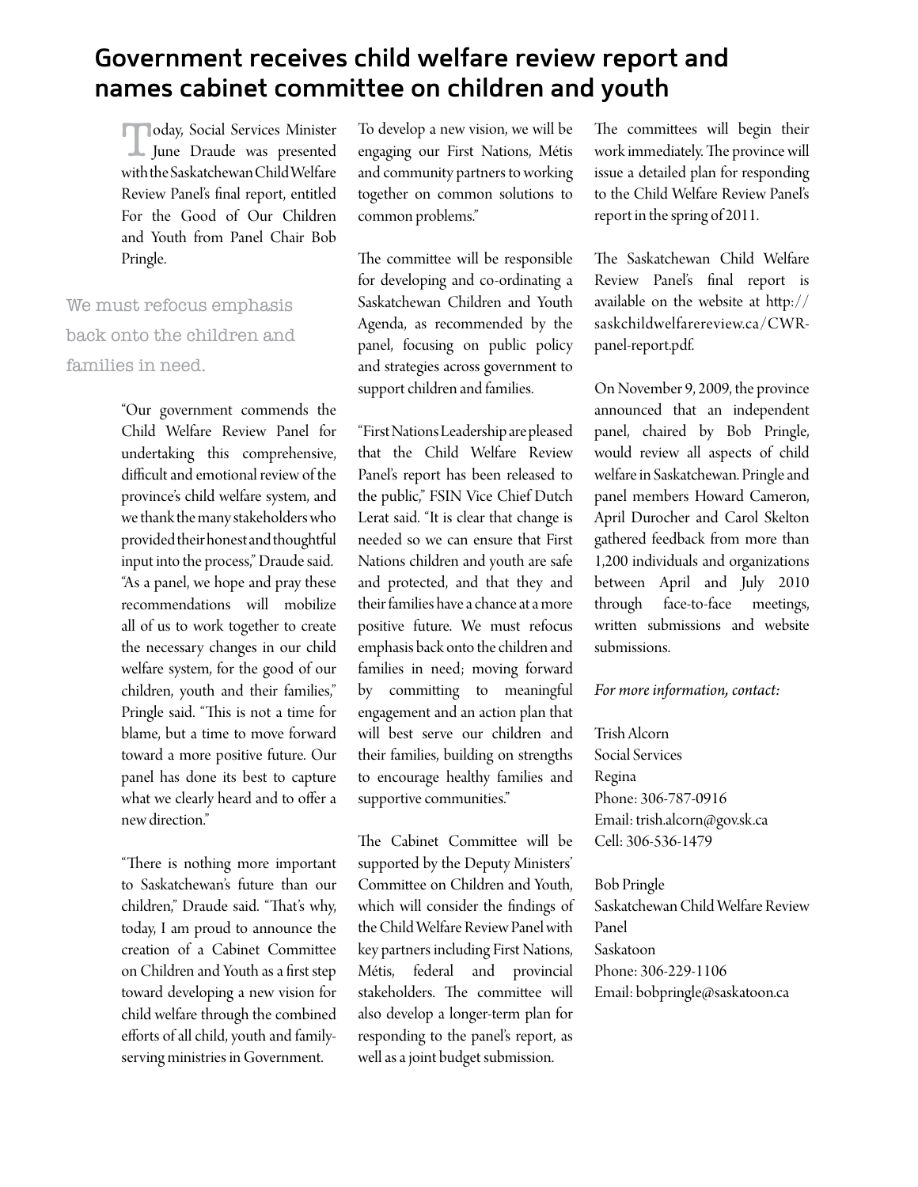## Government receives child welfare review report and names cabinet committee on children and youth

Today, Social Services Minister June Draude was presented with the Saskatchewan Child Welfare Review Panel's final report, entitled For the Good of Our Children and Youth from Panel Chair Bob Pringle.

> We must refocus emphasis back onto the children and families in need.

"Our government commends the Child Welfare Review Panel for undertaking this comprehensive, difficult and emotional review of the province's child welfare system, and we thank the many stakeholders who provided their honest and thoughtful input into the process," Draude said. "As a panel, we hope and pray these recommendations will mobilize all of us to work together to create the necessary changes in our child welfare system, for the good of our children, youth and their families," Pringle said. "This is not a time for blame, but a time to move forward toward a more positive future. Our panel has done its best to capture what we clearly heard and to offer a new direction."

"There is nothing more important to Saskatchewan's future than our children," Draude said. "That's why, today, I am proud to announce the creation of a Cabinet Committee on Children and Youth as a first step toward developing a new vision for child welfare through the combined efforts of all child, youth and family-serving ministries in Government. To develop a new vision, we will be engaging our First Nations, Métis and community partners to working together on common solutions to common problems."

The committee will be responsible for developing and co-ordinating a Saskatchewan Children and Youth Agenda, as recommended by the panel, focusing on public policy and strategies across government to support children and families.

"First Nations Leadership are pleased that the Child Welfare Review Panel's report has been released to the public," FSIN Vice Chief Dutch Lerat said. "It is clear that change is needed so we can ensure that First Nations children and youth are safe and protected, and that they and their families have a chance at a more positive future. We must refocus emphasis back onto the children and families in need; moving forward by committing to meaningful engagement and an action plan that will best serve our children and their families, building on strengths to encourage healthy families and supportive communities."

The Cabinet Committee will be supported by the Deputy Ministers' Committee on Children and Youth, which will consider the findings of the Child Welfare Review Panel with key partners including First Nations, Métis, federal and provincial stakeholders. The committee will also develop a longer-term plan for responding to the panel's report, as well as a joint budget submission.

The committees will begin their work immediately. The province will issue a detailed plan for responding to the Child Welfare Review Panel's report in the spring of 2011.

The Saskatchewan Child Welfare Review Panel's final report is available on the website at http://saskchildwelfarereview.ca/CWR-panel-report.pdf.

On November 9, 2009, the province announced that an independent panel, chaired by Bob Pringle, would review all aspects of child welfare in Saskatchewan. Pringle and panel members Howard Cameron, April Durocher and Carol Skelton gathered feedback from more than 1,200 individuals and organizations between April and July 2010 through face-to-face meetings, written submissions and website submissions.

*For more information, contact:*

Trish Alcorn
Social Services
Regina
Phone: 306-787-0916
Email: trish.alcorn@gov.sk.ca
Cell: 306-536-1479

Bob Pringle
Saskatchewan Child Welfare Review Panel
Saskatoon
Phone: 306-229-1106
Email: bobpringle@saskatoon.ca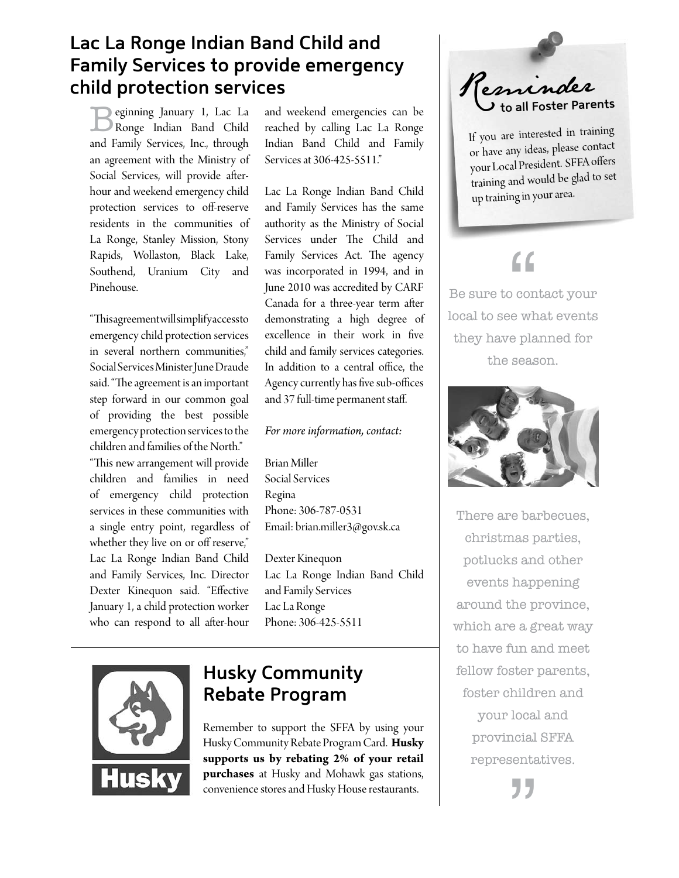## Lac La Ronge Indian Band Child and Family Services to provide emergency child protection services

Beginning January 1, Lac La Ronge Indian Band Child and Family Services, Inc., through an agreement with the Ministry of Social Services, will provide after-hour and weekend emergency child protection services to off-reserve residents in the communities of La Ronge, Stanley Mission, Stony Rapids, Wollaston, Black Lake, Southend, Uranium City and Pinehouse.

"This agreement will simplify access to emergency child protection services in several northern communities," Social Services Minister June Draude said. "The agreement is an important step forward in our common goal of providing the best possible emergency protection services to the children and families of the North."

"This new arrangement will provide children and families in need of emergency child protection services in these communities with a single entry point, regardless of whether they live on or off reserve," Lac La Ronge Indian Band Child and Family Services, Inc. Director Dexter Kinequon said. "Effective January 1, a child protection worker who can respond to all after-hour and weekend emergencies can be reached by calling Lac La Ronge Indian Band Child and Family Services at 306-425-5511."

Lac La Ronge Indian Band Child and Family Services has the same authority as the Ministry of Social Services under The Child and Family Services Act. The agency was incorporated in 1994, and in June 2010 was accredited by CARF Canada for a three-year term after demonstrating a high degree of excellence in their work in five child and family services categories. In addition to a central office, the Agency currently has five sub-offices and 37 full-time permanent staff.

*For more information, contact:*

Brian Miller
Social Services
Regina
Phone: 306-787-0531
Email: brian.miller3@gov.sk.ca

Dexter Kinequon
Lac La Ronge Indian Band Child and Family Services
Lac La Ronge
Phone: 306-425-5511

## Reminder to all Foster Parents

If you are interested in training or have any ideas, please contact your Local President. SFFA offers training and would be glad to set up training in your area.

"Be sure to contact your local to see what events they have planned for the season.

There are barbecues, christmas parties, potlucks and other events happening around the province, which are a great way to have fun and meet fellow foster parents, foster children and your local and provincial SFFA representatives."

## Husky Community Rebate Program

Remember to support the SFFA by using your Husky Community Rebate Program Card. **Husky supports us by rebating 2% of your retail purchases** at Husky and Mohawk gas stations, convenience stores and Husky House restaurants.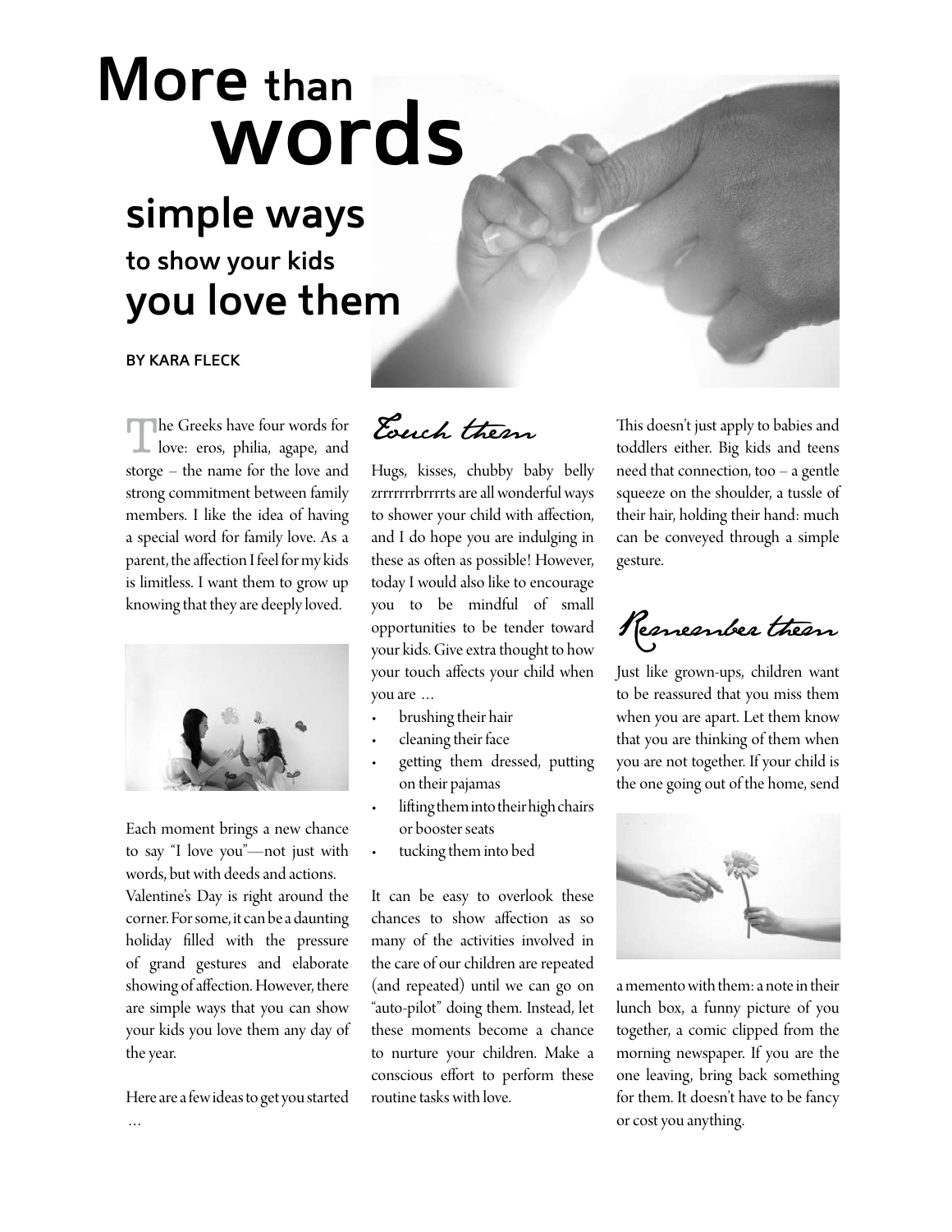# More than words

## simple ways to show your kids you love them

**BY KARA FLECK**

The Greeks have four words for love: eros, philia, agape, and storge – the name for the love and strong commitment between family members. I like the idea of having a special word for family love. As a parent, the affection I feel for my kids is limitless. I want them to grow up knowing that they are deeply loved.

Each moment brings a new chance to say "I love you"—not just with words, but with deeds and actions. Valentine's Day is right around the corner. For some, it can be a daunting holiday filled with the pressure of grand gestures and elaborate showing of affection. However, there are simple ways that you can show your kids you love them any day of the year.

Here are a few ideas to get you started …

### *Touch them*

Hugs, kisses, chubby baby belly zrrrrrrrbrrrrts are all wonderful ways to shower your child with affection, and I do hope you are indulging in these as often as possible! However, today I would also like to encourage you to be mindful of small opportunities to be tender toward your kids. Give extra thought to how your touch affects your child when you are …

- brushing their hair
- cleaning their face
- getting them dressed, putting on their pajamas
- lifting them into their high chairs or booster seats
- tucking them into bed

It can be easy to overlook these chances to show affection as so many of the activities involved in the care of our children are repeated (and repeated) until we can go on "auto-pilot" doing them. Instead, let these moments become a chance to nurture your children. Make a conscious effort to perform these routine tasks with love.

This doesn't just apply to babies and toddlers either. Big kids and teens need that connection, too – a gentle squeeze on the shoulder, a tussle of their hair, holding their hand: much can be conveyed through a simple gesture.

### *Remember them*

Just like grown-ups, children want to be reassured that you miss them when you are apart. Let them know that you are thinking of them when you are not together. If your child is the one going out of the home, send a memento with them: a note in their lunch box, a funny picture of you together, a comic clipped from the morning newspaper. If you are the one leaving, bring back something for them. It doesn't have to be fancy or cost you anything.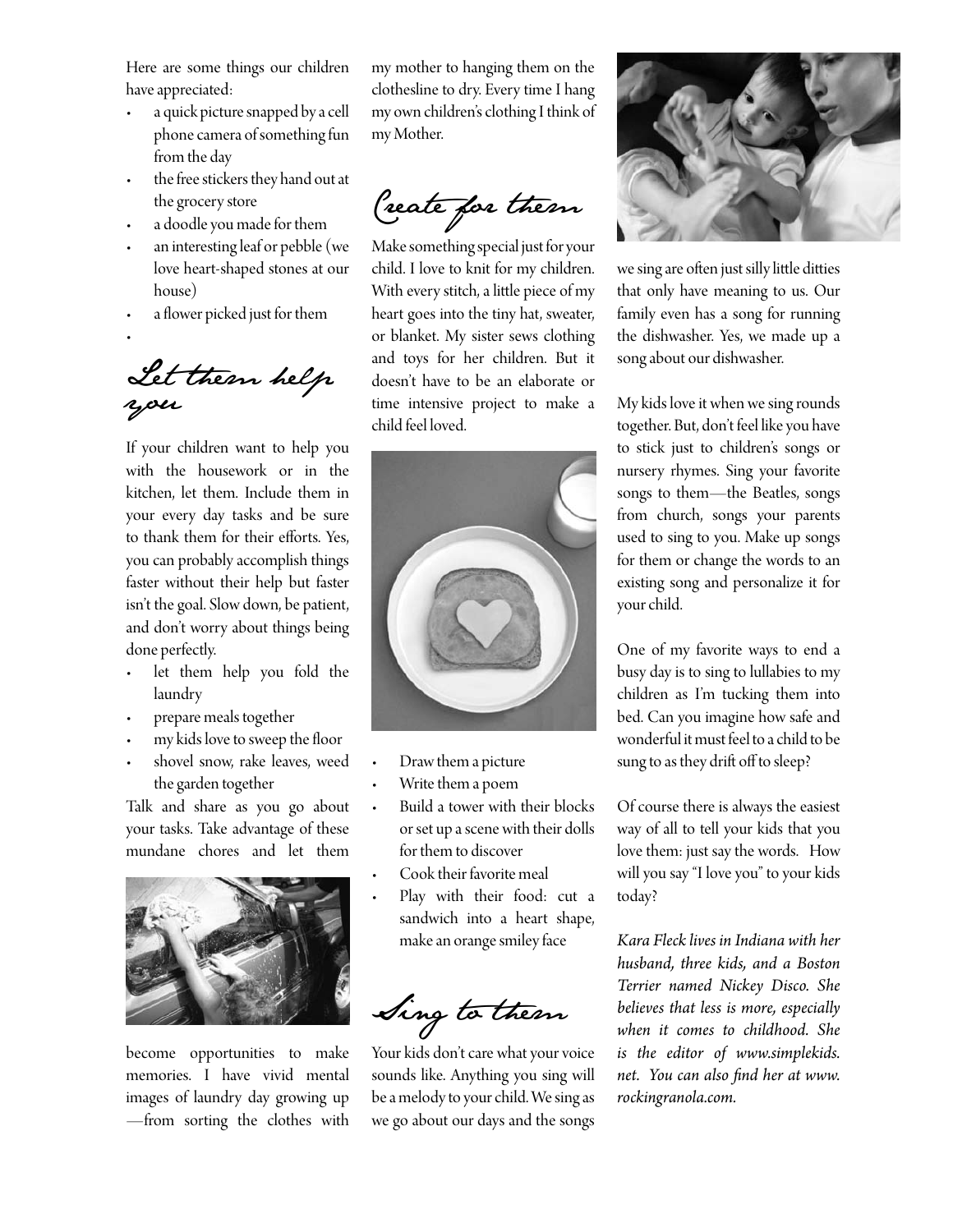Here are some things our children have appreciated:

- a quick picture snapped by a cell phone camera of something fun from the day
- the free stickers they hand out at the grocery store
- a doodle you made for them
- an interesting leaf or pebble (we love heart-shaped stones at our house)
- a flower picked just for them

## Let them help you

If your children want to help you with the housework or in the kitchen, let them. Include them in your every day tasks and be sure to thank them for their efforts. Yes, you can probably accomplish things faster without their help but faster isn't the goal. Slow down, be patient, and don't worry about things being done perfectly.

- let them help you fold the laundry
- prepare meals together
- my kids love to sweep the floor
- shovel snow, rake leaves, weed the garden together

Talk and share as you go about your tasks. Take advantage of these mundane chores and let them become opportunities to make memories. I have vivid mental images of laundry day growing up —from sorting the clothes with my mother to hanging them on the clothesline to dry. Every time I hang my own children's clothing I think of my Mother.

## Create for them

Make something special just for your child. I love to knit for my children. With every stitch, a little piece of my heart goes into the tiny hat, sweater, or blanket. My sister sews clothing and toys for her children. But it doesn't have to be an elaborate or time intensive project to make a child feel loved.

- Draw them a picture
- Write them a poem
- Build a tower with their blocks or set up a scene with their dolls for them to discover
- Cook their favorite meal
- Play with their food: cut a sandwich into a heart shape, make an orange smiley face

## Sing to them

Your kids don't care what your voice sounds like. Anything you sing will be a melody to your child. We sing as we go about our days and the songs we sing are often just silly little ditties that only have meaning to us. Our family even has a song for running the dishwasher. Yes, we made up a song about our dishwasher.

My kids love it when we sing rounds together. But, don't feel like you have to stick just to children's songs or nursery rhymes. Sing your favorite songs to them—the Beatles, songs from church, songs your parents used to sing to you. Make up songs for them or change the words to an existing song and personalize it for your child.

One of my favorite ways to end a busy day is to sing to lullabies to my children as I'm tucking them into bed. Can you imagine how safe and wonderful it must feel to a child to be sung to as they drift off to sleep?

Of course there is always the easiest way of all to tell your kids that you love them: just say the words. How will you say "I love you" to your kids today?

*Kara Fleck lives in Indiana with her husband, three kids, and a Boston Terrier named Nickey Disco. She believes that less is more, especially when it comes to childhood. She is the editor of www.simplekids.net. You can also find her at www.rockingranola.com.*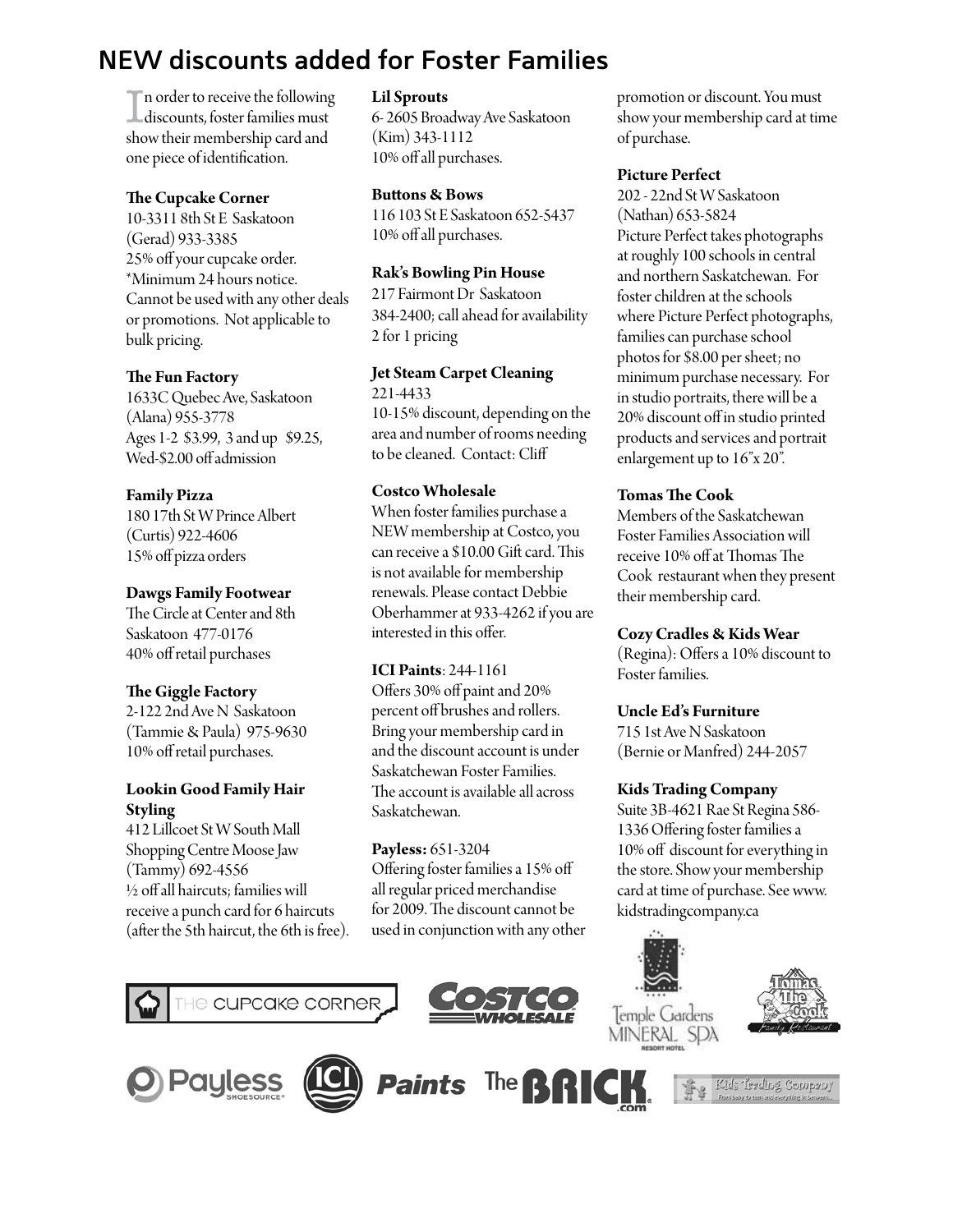## NEW discounts added for Foster Families

In order to receive the following discounts, foster families must show their membership card and one piece of identification.

**The Cupcake Corner**
10-3311 8th St E Saskatoon
(Gerad) 933-3385
25% off your cupcake order.
*Minimum 24 hours notice.
Cannot be used with any other deals or promotions. Not applicable to bulk pricing.

**The Fun Factory**
1633C Quebec Ave, Saskatoon
(Alana) 955-3778
Ages 1-2 $3.99, 3 and up $9.25,
Wed-$2.00 off admission

**Family Pizza**
180 17th St W Prince Albert
(Curtis) 922-4606
15% off pizza orders

**Dawgs Family Footwear**
The Circle at Center and 8th
Saskatoon 477-0176
40% off retail purchases

**The Giggle Factory**
2-122 2nd Ave N Saskatoon
(Tammie & Paula) 975-9630
10% off retail purchases.

**Lookin Good Family Hair Styling**
412 Lillcoet St W South Mall Shopping Centre Moose Jaw
(Tammy) 692-4556
½ off all haircuts; families will receive a punch card for 6 haircuts (after the 5th haircut, the 6th is free).

**Lil Sprouts**
6- 2605 Broadway Ave Saskatoon
(Kim) 343-1112
10% off all purchases.

**Buttons & Bows**
116 103 St E Saskatoon 652-5437
10% off all purchases.

**Rak's Bowling Pin House**
217 Fairmont Dr Saskatoon
384-2400; call ahead for availability
2 for 1 pricing

**Jet Steam Carpet Cleaning**
221-4433
10-15% discount, depending on the area and number of rooms needing to be cleaned. Contact: Cliff

**Costco Wholesale**
When foster families purchase a NEW membership at Costco, you can receive a $10.00 Gift card. This is not available for membership renewals. Please contact Debbie Oberhammer at 933-4262 if you are interested in this offer.

**ICI Paints**: 244-1161
Offers 30% off paint and 20% percent off brushes and rollers. Bring your membership card in and the discount account is under Saskatchewan Foster Families. The account is available all across Saskatchewan.

**Payless:** 651-3204
Offering foster families a 15% off all regular priced merchandise for 2009. The discount cannot be used in conjunction with any other promotion or discount. You must show your membership card at time of purchase.

**Picture Perfect**
202 - 22nd St W Saskatoon
(Nathan) 653-5824
Picture Perfect takes photographs at roughly 100 schools in central and northern Saskatchewan. For foster children at the schools where Picture Perfect photographs, families can purchase school photos for $8.00 per sheet; no minimum purchase necessary. For in studio portraits, there will be a 20% discount off in studio printed products and services and portrait enlargement up to 16"x 20".

**Tomas The Cook**
Members of the Saskatchewan Foster Families Association will receive 10% off at Thomas The Cook restaurant when they present their membership card.

**Cozy Cradles & Kids Wear**
(Regina): Offers a 10% discount to Foster families.

**Uncle Ed's Furniture**
715 1st Ave N Saskatoon
(Bernie or Manfred) 244-2057

**Kids Trading Company**
Suite 3B-4621 Rae St Regina 586-1336 Offering foster families a 10% off discount for everything in the store. Show your membership card at time of purchase. See www.kidstradingcompany.ca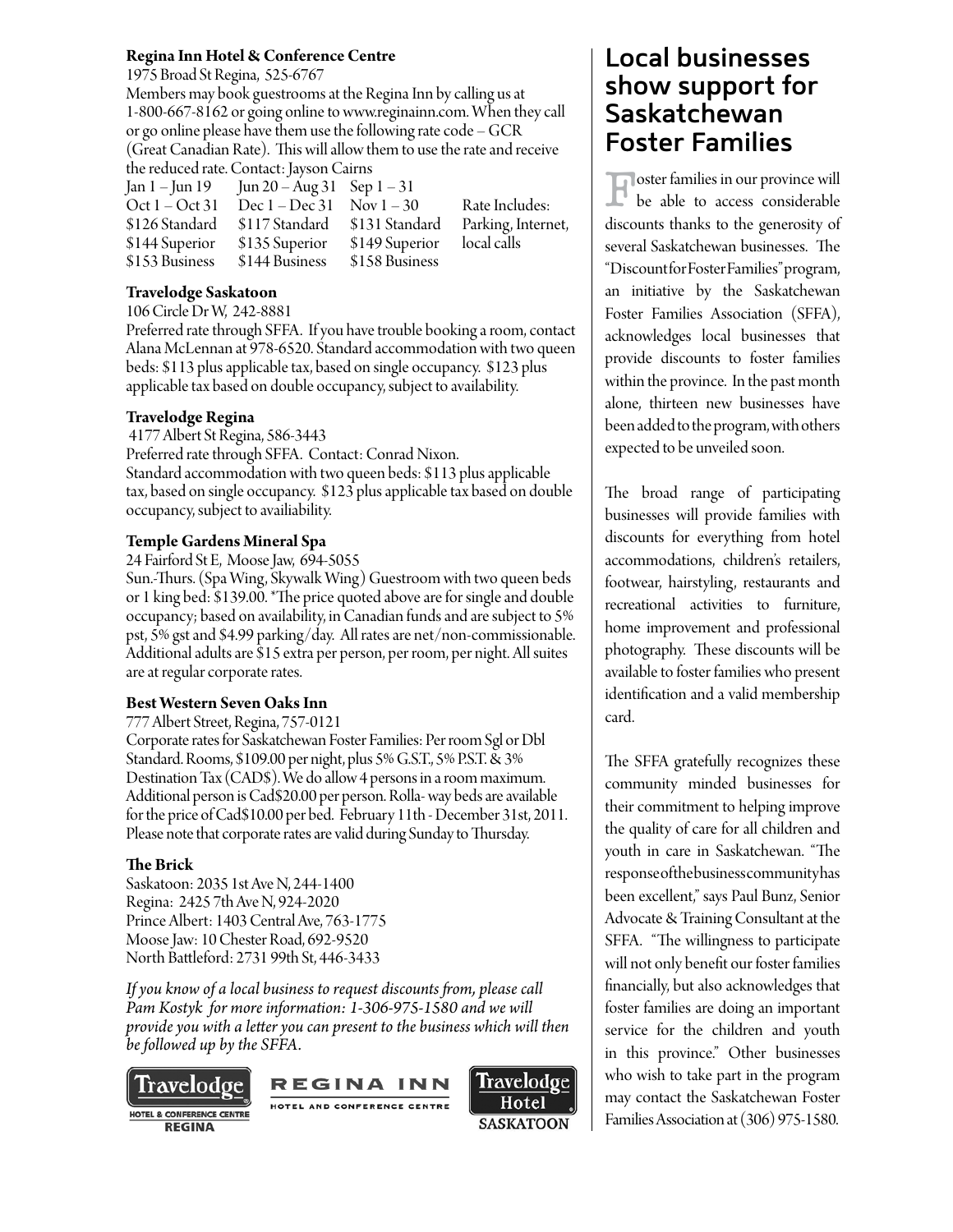**Regina Inn Hotel & Conference Centre**

1975 Broad St Regina, 525-6767

Members may book guestrooms at the Regina Inn by calling us at 1-800-667-8162 or going online to www.reginainn.com. When they call or go online please have them use the following rate code – GCR (Great Canadian Rate). This will allow them to use the rate and receive the reduced rate. Contact: Jayson Cairns

| Jan 1 – Jun 19<br>Oct 1 – Oct 31 | Jun 20 – Aug 31<br>Dec 1 – Dec 31 | Sep 1 – 31<br>Nov 1 – 30 | Rate Includes: |
|---|---|---|---|
| $126 Standard | $117 Standard | $131 Standard | Parking, Internet, |
| $144 Superior | $135 Superior | $149 Superior | local calls |
| $153 Business | $144 Business | $158 Business | |

**Travelodge Saskatoon**

106 Circle Dr W, 242-8881

Preferred rate through SFFA. If you have trouble booking a room, contact Alana McLennan at 978-6520. Standard accommodation with two queen beds: $113 plus applicable tax, based on single occupancy. $123 plus applicable tax based on double occupancy, subject to availability.

**Travelodge Regina**

4177 Albert St Regina, 586-3443

Preferred rate through SFFA. Contact: Conrad Nixon.

Standard accommodation with two queen beds: $113 plus applicable tax, based on single occupancy. $123 plus applicable tax based on double occupancy, subject to availiability.

**Temple Gardens Mineral Spa**

24 Fairford St E, Moose Jaw, 694-5055

Sun.-Thurs. (Spa Wing, Skywalk Wing) Guestroom with two queen beds or 1 king bed: $139.00. *The price quoted above are for single and double occupancy; based on availability, in Canadian funds and are subject to 5% pst, 5% gst and $4.99 parking/day. All rates are net/non-commissionable. Additional adults are $15 extra per person, per room, per night. All suites are at regular corporate rates.

**Best Western Seven Oaks Inn**

777 Albert Street, Regina, 757-0121

Corporate rates for Saskatchewan Foster Families: Per room Sgl or Dbl Standard. Rooms, $109.00 per night, plus 5% G.S.T., 5% P.S.T. & 3% Destination Tax (CAD$). We do allow 4 persons in a room maximum. Additional person is Cad$20.00 per person. Rolla- way beds are available for the price of Cad$10.00 per bed. February 11th - December 31st, 2011. Please note that corporate rates are valid during Sunday to Thursday.

**The Brick**

Saskatoon: 2035 1st Ave N, 244-1400
Regina: 2425 7th Ave N, 924-2020
Prince Albert: 1403 Central Ave, 763-1775
Moose Jaw: 10 Chester Road, 692-9520
North Battleford: 2731 99th St, 446-3433

*If you know of a local business to request discounts from, please call Pam Kostyk for more information: 1-306-975-1580 and we will provide you with a letter you can present to the business which will then be followed up by the SFFA.*

Travelodge Hotel & Conference Centre Regina | Regina Inn Hotel and Conference Centre | Travelodge Hotel Saskatoon

## Local businesses show support for Saskatchewan Foster Families

Foster families in our province will be able to access considerable discounts thanks to the generosity of several Saskatchewan businesses. The "Discount for Foster Families" program, an initiative by the Saskatchewan Foster Families Association (SFFA), acknowledges local businesses that provide discounts to foster families within the province. In the past month alone, thirteen new businesses have been added to the program, with others expected to be unveiled soon.

The broad range of participating businesses will provide families with discounts for everything from hotel accommodations, children's retailers, footwear, hairstyling, restaurants and recreational activities to furniture, home improvement and professional photography. These discounts will be available to foster families who present identification and a valid membership card.

The SFFA gratefully recognizes these community minded businesses for their commitment to helping improve the quality of care for all children and youth in care in Saskatchewan. "The response of the business community has been excellent," says Paul Bunz, Senior Advocate & Training Consultant at the SFFA. "The willingness to participate will not only benefit our foster families financially, but also acknowledges that foster families are doing an important service for the children and youth in this province." Other businesses who wish to take part in the program may contact the Saskatchewan Foster Families Association at (306) 975-1580.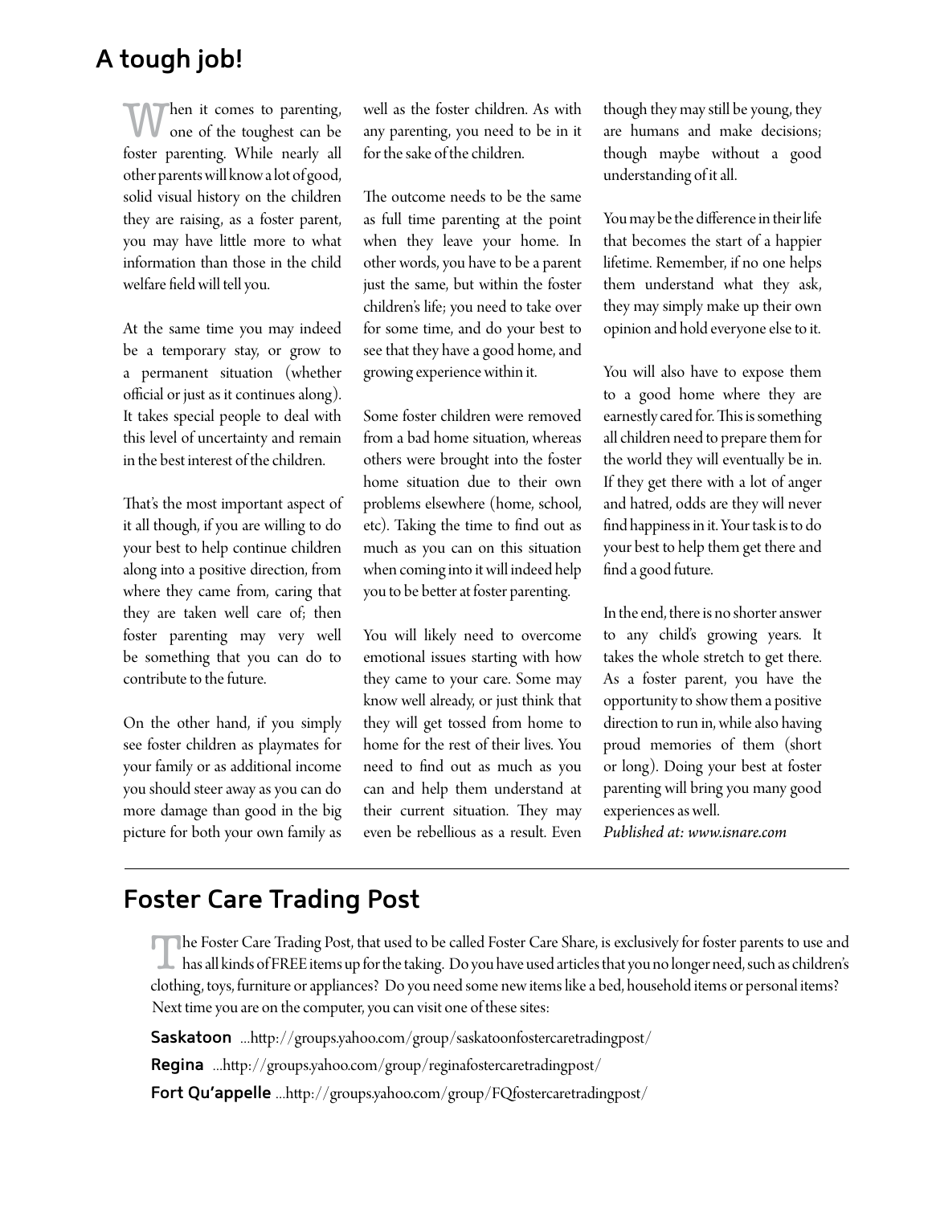## A tough job!

When it comes to parenting, one of the toughest can be foster parenting. While nearly all other parents will know a lot of good, solid visual history on the children they are raising, as a foster parent, you may have little more to what information than those in the child welfare field will tell you.

At the same time you may indeed be a temporary stay, or grow to a permanent situation (whether official or just as it continues along). It takes special people to deal with this level of uncertainty and remain in the best interest of the children.

That's the most important aspect of it all though, if you are willing to do your best to help continue children along into a positive direction, from where they came from, caring that they are taken well care of; then foster parenting may very well be something that you can do to contribute to the future.

On the other hand, if you simply see foster children as playmates for your family or as additional income you should steer away as you can do more damage than good in the big picture for both your own family as well as the foster children. As with any parenting, you need to be in it for the sake of the children.

The outcome needs to be the same as full time parenting at the point when they leave your home. In other words, you have to be a parent just the same, but within the foster children's life; you need to take over for some time, and do your best to see that they have a good home, and growing experience within it.

Some foster children were removed from a bad home situation, whereas others were brought into the foster home situation due to their own problems elsewhere (home, school, etc). Taking the time to find out as much as you can on this situation when coming into it will indeed help you to be better at foster parenting.

You will likely need to overcome emotional issues starting with how they came to your care. Some may know well already, or just think that they will get tossed from home to home for the rest of their lives. You need to find out as much as you can and help them understand at their current situation. They may even be rebellious as a result. Even though they may still be young, they are humans and make decisions; though maybe without a good understanding of it all.

You may be the difference in their life that becomes the start of a happier lifetime. Remember, if no one helps them understand what they ask, they may simply make up their own opinion and hold everyone else to it.

You will also have to expose them to a good home where they are earnestly cared for. This is something all children need to prepare them for the world they will eventually be in. If they get there with a lot of anger and hatred, odds are they will never find happiness in it. Your task is to do your best to help them get there and find a good future.

In the end, there is no shorter answer to any child's growing years. It takes the whole stretch to get there. As a foster parent, you have the opportunity to show them a positive direction to run in, while also having proud memories of them (short or long). Doing your best at foster parenting will bring you many good experiences as well.

*Published at: www.isnare.com*

---

## Foster Care Trading Post

The Foster Care Trading Post, that used to be called Foster Care Share, is exclusively for foster parents to use and has all kinds of FREE items up for the taking. Do you have used articles that you no longer need, such as children's clothing, toys, furniture or appliances? Do you need some new items like a bed, household items or personal items? Next time you are on the computer, you can visit one of these sites:

**Saskatoon** ...http://groups.yahoo.com/group/saskatoonfostercaretradingpost/

**Regina** ...http://groups.yahoo.com/group/reginafostercaretradingpost/

**Fort Qu'appelle** ...http://groups.yahoo.com/group/FQfostercaretradingpost/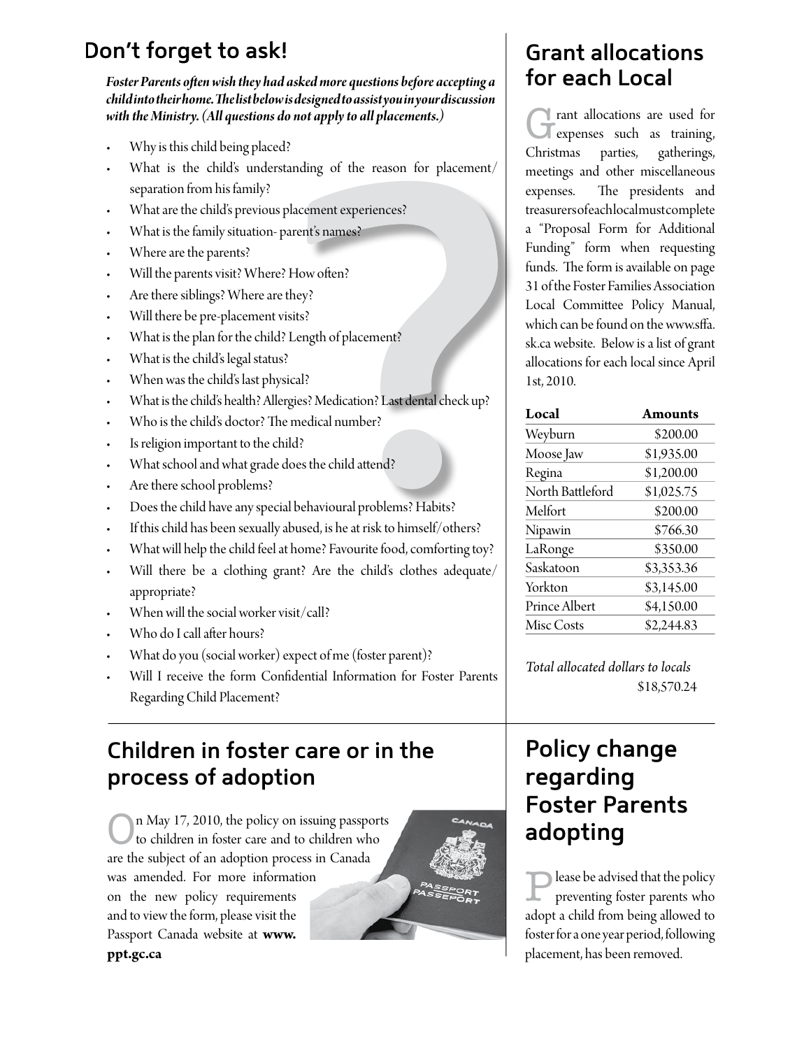## Don't forget to ask!

***Foster Parents often wish they had asked more questions before accepting a child into their home. The list below is designed to assist you in your discussion with the Ministry. (All questions do not apply to all placements.)***

- Why is this child being placed?
- What is the child's understanding of the reason for placement/ separation from his family?
- What are the child's previous placement experiences?
- What is the family situation- parent's names?
- Where are the parents?
- Will the parents visit? Where? How often?
- Are there siblings? Where are they?
- Will there be pre-placement visits?
- What is the plan for the child? Length of placement?
- What is the child's legal status?
- When was the child's last physical?
- What is the child's health? Allergies? Medication? Last dental check up?
- Who is the child's doctor? The medical number?
- Is religion important to the child?
- What school and what grade does the child attend?
- Are there school problems?
- Does the child have any special behavioural problems? Habits?
- If this child has been sexually abused, is he at risk to himself/others?
- What will help the child feel at home? Favourite food, comforting toy?
- Will there be a clothing grant? Are the child's clothes adequate/ appropriate?
- When will the social worker visit/call?
- Who do I call after hours?
- What do you (social worker) expect of me (foster parent)?
- Will I receive the form Confidential Information for Foster Parents Regarding Child Placement?

## Grant allocations for each Local

Grant allocations are used for expenses such as training, Christmas parties, gatherings, meetings and other miscellaneous expenses. The presidents and treasurers of each local must complete a "Proposal Form for Additional Funding" form when requesting funds. The form is available on page 31 of the Foster Families Association Local Committee Policy Manual, which can be found on the www.sffa.sk.ca website. Below is a list of grant allocations for each local since April 1st, 2010.

| Local | Amounts |
|---|---|
| Weyburn | $200.00 |
| Moose Jaw | $1,935.00 |
| Regina | $1,200.00 |
| North Battleford | $1,025.75 |
| Melfort | $200.00 |
| Nipawin | $766.30 |
| LaRonge | $350.00 |
| Saskatoon | $3,353.36 |
| Yorkton | $3,145.00 |
| Prince Albert | $4,150.00 |
| Misc Costs | $2,244.83 |

*Total allocated dollars to locals* $18,570.24

## Children in foster care or in the process of adoption

On May 17, 2010, the policy on issuing passports to children in foster care and to children who are the subject of an adoption process in Canada was amended. For more information on the new policy requirements and to view the form, please visit the Passport Canada website at **www.ppt.gc.ca**

## Policy change regarding Foster Parents adopting

Please be advised that the policy preventing foster parents who adopt a child from being allowed to foster for a one year period, following placement, has been removed.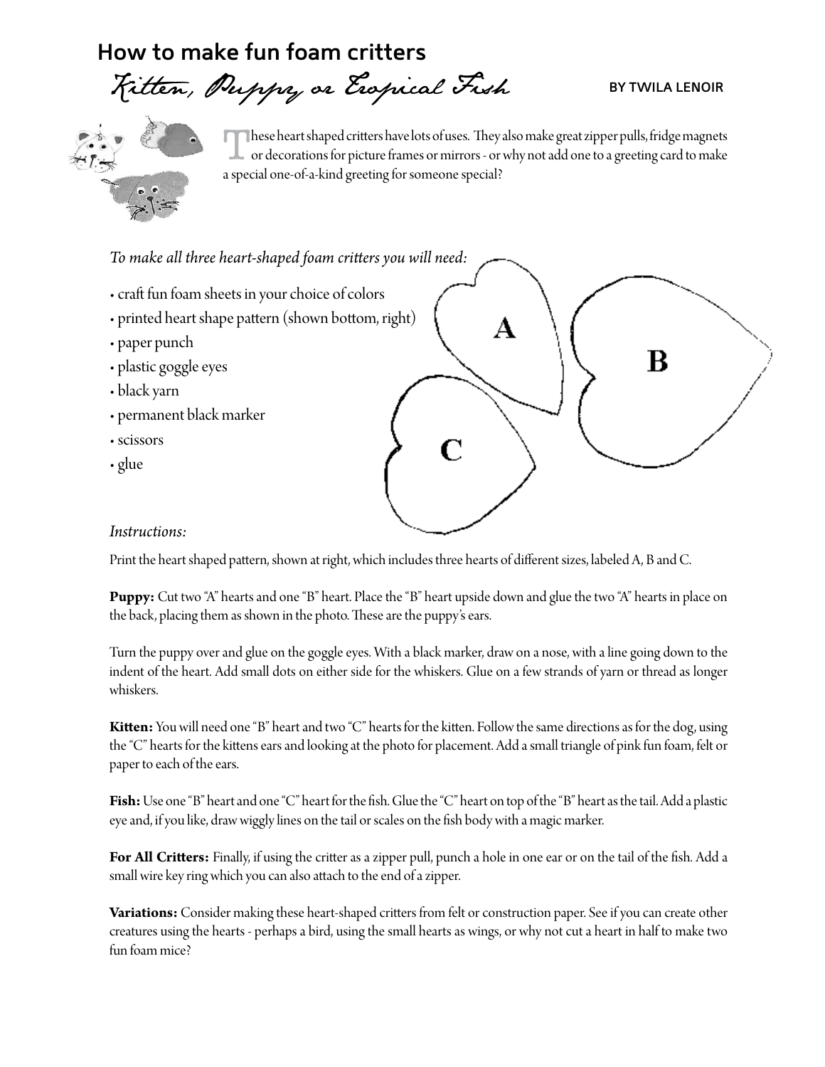# How to make fun foam critters

*Kitten, Puppy or Tropical Fish*

BY TWILA LENOIR

These heart shaped critters have lots of uses. They also make great zipper pulls, fridge magnets or decorations for picture frames or mirrors - or why not add one to a greeting card to make a special one-of-a-kind greeting for someone special?

*To make all three heart-shaped foam critters you will need:*

- craft fun foam sheets in your choice of colors
- printed heart shape pattern (shown bottom, right)
- paper punch
- plastic goggle eyes
- black yarn
- permanent black marker
- scissors
- glue

A

B

C

*Instructions:*

Print the heart shaped pattern, shown at right, which includes three hearts of different sizes, labeled A, B and C.

**Puppy:** Cut two "A" hearts and one "B" heart. Place the "B" heart upside down and glue the two "A" hearts in place on the back, placing them as shown in the photo. These are the puppy's ears.

Turn the puppy over and glue on the goggle eyes. With a black marker, draw on a nose, with a line going down to the indent of the heart. Add small dots on either side for the whiskers. Glue on a few strands of yarn or thread as longer whiskers.

**Kitten:** You will need one "B" heart and two "C" hearts for the kitten. Follow the same directions as for the dog, using the "C" hearts for the kittens ears and looking at the photo for placement. Add a small triangle of pink fun foam, felt or paper to each of the ears.

**Fish:** Use one "B" heart and one "C" heart for the fish. Glue the "C" heart on top of the "B" heart as the tail. Add a plastic eye and, if you like, draw wiggly lines on the tail or scales on the fish body with a magic marker.

**For All Critters:** Finally, if using the critter as a zipper pull, punch a hole in one ear or on the tail of the fish. Add a small wire key ring which you can also attach to the end of a zipper.

**Variations:** Consider making these heart-shaped critters from felt or construction paper. See if you can create other creatures using the hearts - perhaps a bird, using the small hearts as wings, or why not cut a heart in half to make two fun foam mice?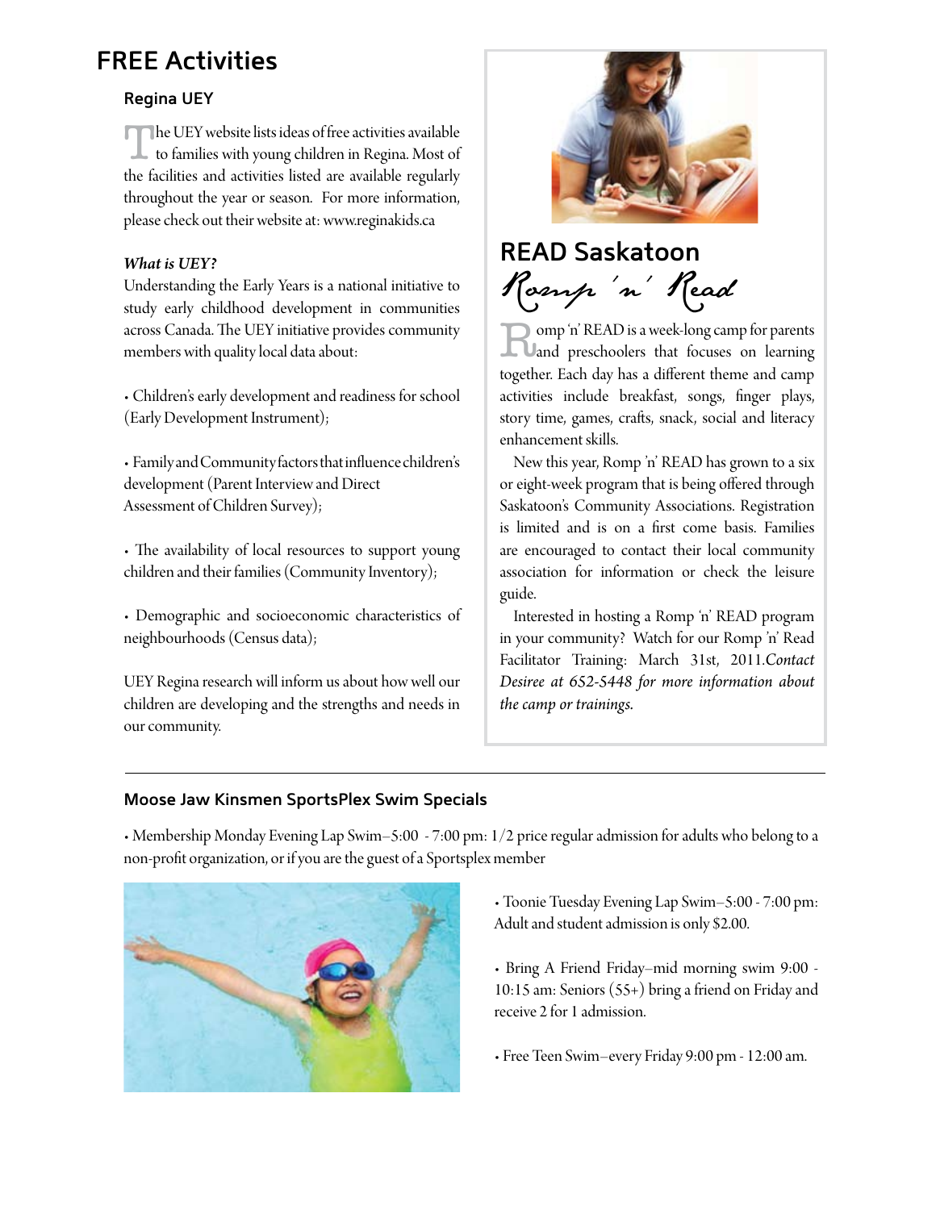# FREE Activities

### Regina UEY

The UEY website lists ideas of free activities available to families with young children in Regina. Most of the facilities and activities listed are available regularly throughout the year or season. For more information, please check out their website at: www.reginakids.ca

***What is UEY?***

Understanding the Early Years is a national initiative to study early childhood development in communities across Canada. The UEY initiative provides community members with quality local data about:

- Children's early development and readiness for school (Early Development Instrument);

- Family and Community factors that influence children's development (Parent Interview and Direct Assessment of Children Survey);

- The availability of local resources to support young children and their families (Community Inventory);

- Demographic and socioeconomic characteristics of neighbourhoods (Census data);

UEY Regina research will inform us about how well our children are developing and the strengths and needs in our community.

## READ Saskatoon

### Romp 'n' Read

Romp 'n' READ is a week-long camp for parents and preschoolers that focuses on learning together. Each day has a different theme and camp activities include breakfast, songs, finger plays, story time, games, crafts, snack, social and literacy enhancement skills.

New this year, Romp 'n' READ has grown to a six or eight-week program that is being offered through Saskatoon's Community Associations. Registration is limited and is on a first come basis. Families are encouraged to contact their local community association for information or check the leisure guide.

Interested in hosting a Romp 'n' READ program in your community? Watch for our Romp 'n' Read Facilitator Training: March 31st, 2011.*Contact Desiree at 652-5448 for more information about the camp or trainings.*

---

### Moose Jaw Kinsmen SportsPlex Swim Specials

- Membership Monday Evening Lap Swim–5:00 - 7:00 pm: 1/2 price regular admission for adults who belong to a non-profit organization, or if you are the guest of a Sportsplex member

- Toonie Tuesday Evening Lap Swim–5:00 - 7:00 pm: Adult and student admission is only $2.00.

- Bring A Friend Friday–mid morning swim 9:00 - 10:15 am: Seniors (55+) bring a friend on Friday and receive 2 for 1 admission.

- Free Teen Swim–every Friday 9:00 pm - 12:00 am.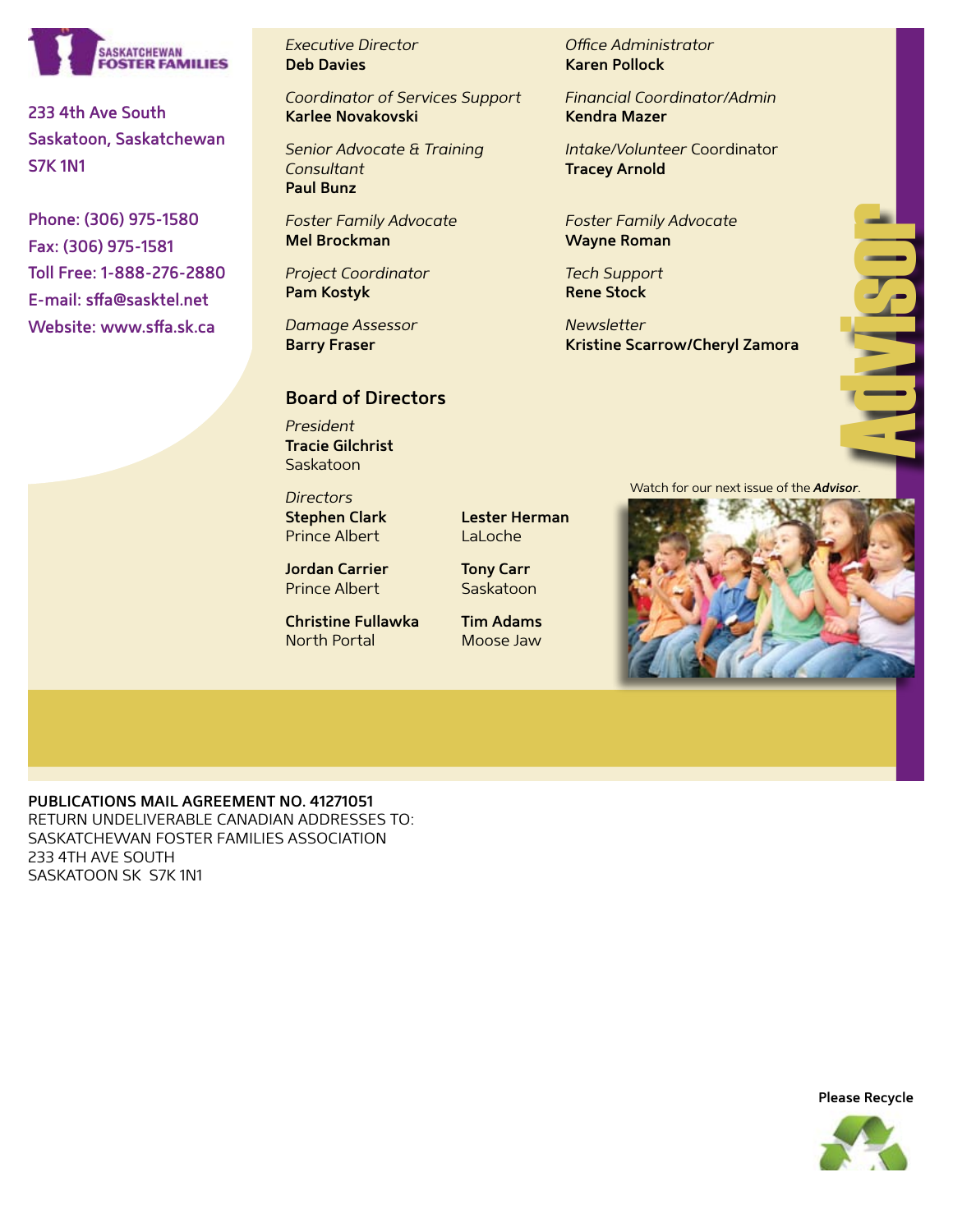SASKATCHEWAN FOSTER FAMILIES

233 4th Ave South
Saskatoon, Saskatchewan
S7K 1N1

Phone: (306) 975-1580
Fax: (306) 975-1581
Toll Free: 1-888-276-2880
E-mail: sffa@sasktel.net
Website: www.sffa.sk.ca

*Executive Director*
**Deb Davies**

*Coordinator of Services Support*
**Karlee Novakovski**

*Senior Advocate & Training Consultant*
**Paul Bunz**

*Foster Family Advocate*
**Mel Brockman**

*Project Coordinator*
**Pam Kostyk**

*Damage Assessor*
**Barry Fraser**

*Office Administrator*
**Karen Pollock**

*Financial Coordinator/Admin*
**Kendra Mazer**

*Intake/Volunteer* Coordinator
**Tracey Arnold**

*Foster Family Advocate*
**Wayne Roman**

*Tech Support*
**Rene Stock**

*Newsletter*
**Kristine Scarrow/Cheryl Zamora**

## Board of Directors

*President*
**Tracie Gilchrist**
Saskatoon

*Directors*

**Stephen Clark**
Prince Albert

**Jordan Carrier**
Prince Albert

**Christine Fullawka**
North Portal

**Lester Herman**
LaLoche

**Tony Carr**
Saskatoon

**Tim Adams**
Moose Jaw

Advisor

Watch for our next issue of the ***Advisor***.

**PUBLICATIONS MAIL AGREEMENT NO. 41271051**
RETURN UNDELIVERABLE CANADIAN ADDRESSES TO:
SASKATCHEWAN FOSTER FAMILIES ASSOCIATION
233 4TH AVE SOUTH
SASKATOON SK S7K 1N1

**Please Recycle**